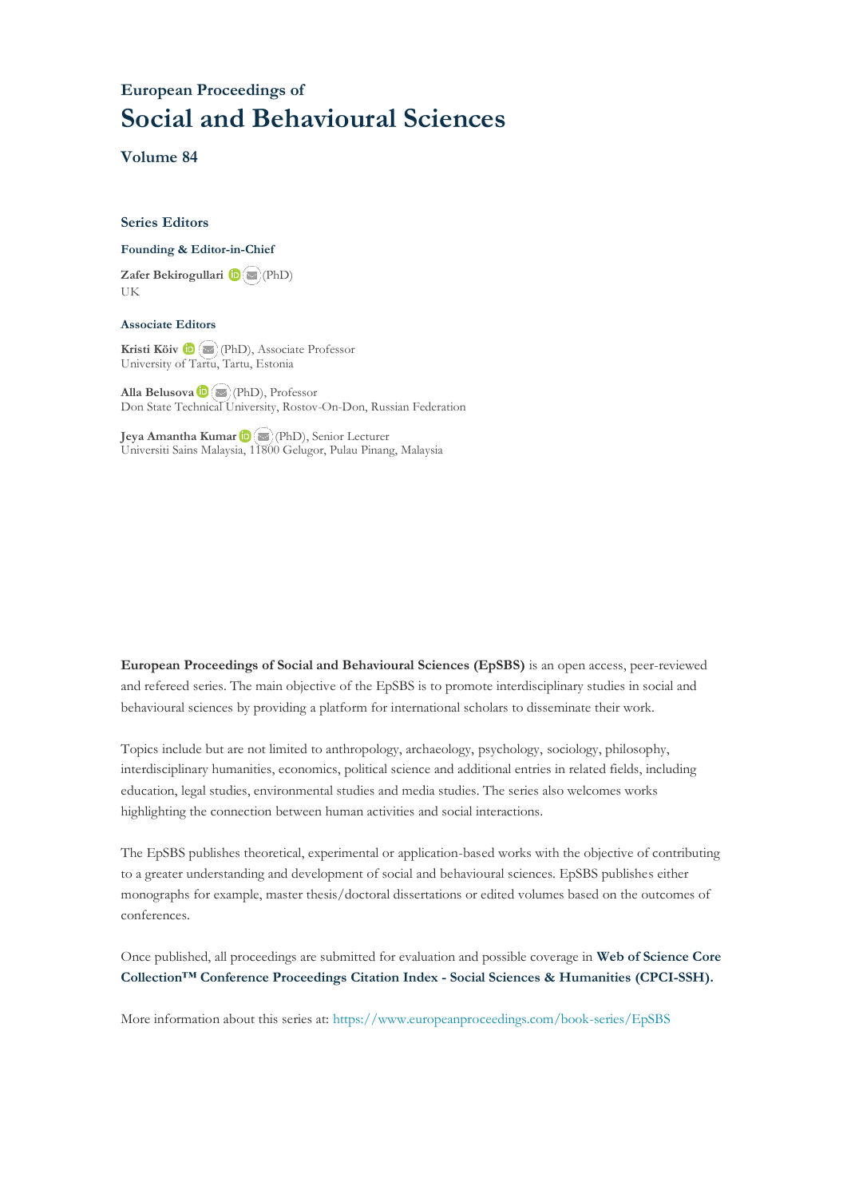## European Proceedings of

# Social and Behavioural Sciences

### Volume 84

### Series Editors

**Founding & Editor-in-Chief**

**Zafer Bekirogullari** (PhD)
UK

**Associate Editors**

**Kristi Köiv** (PhD), Associate Professor
University of Tartu, Tartu, Estonia

**Alla Belusova** (PhD), Professor
Don State Technical University, Rostov-On-Don, Russian Federation

**Jeya Amantha Kumar** (PhD), Senior Lecturer
Universiti Sains Malaysia, 11800 Gelugor, Pulau Pinang, Malaysia

**European Proceedings of Social and Behavioural Sciences (EpSBS)** is an open access, peer-reviewed and refereed series. The main objective of the EpSBS is to promote interdisciplinary studies in social and behavioural sciences by providing a platform for international scholars to disseminate their work.

Topics include but are not limited to anthropology, archaeology, psychology, sociology, philosophy, interdisciplinary humanities, economics, political science and additional entries in related fields, including education, legal studies, environmental studies and media studies. The series also welcomes works highlighting the connection between human activities and social interactions.

The EpSBS publishes theoretical, experimental or application-based works with the objective of contributing to a greater understanding and development of social and behavioural sciences. EpSBS publishes either monographs for example, master thesis/doctoral dissertations or edited volumes based on the outcomes of conferences.

Once published, all proceedings are submitted for evaluation and possible coverage in **Web of Science Core Collection™ Conference Proceedings Citation Index - Social Sciences & Humanities (CPCI-SSH).**

More information about this series at: https://www.europeanproceedings.com/book-series/EpSBS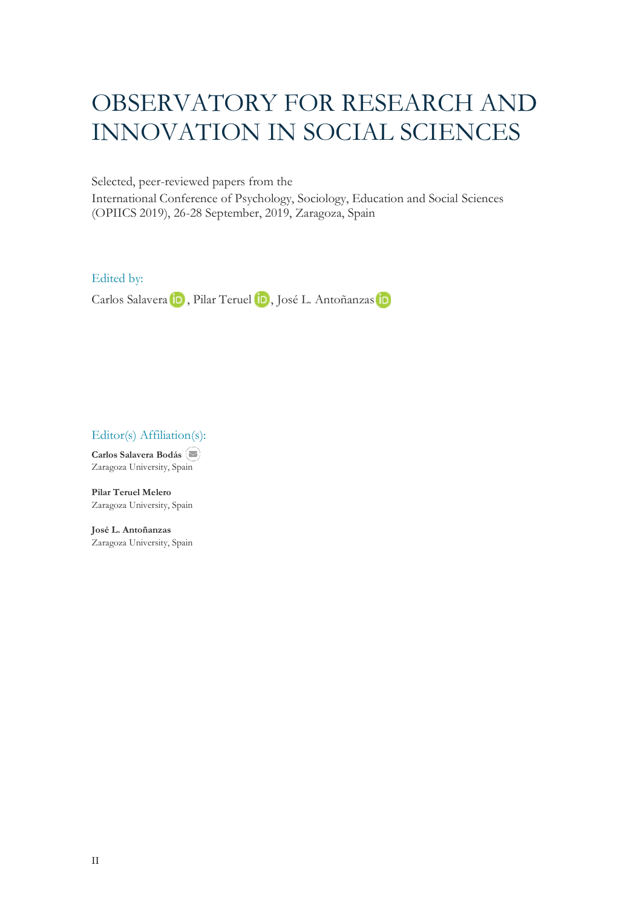# OBSERVATORY FOR RESEARCH AND INNOVATION IN SOCIAL SCIENCES

Selected, peer-reviewed papers from the
International Conference of Psychology, Sociology, Education and Social Sciences (OPIICS 2019), 26-28 September, 2019, Zaragoza, Spain

## Edited by:

Carlos Salavera, Pilar Teruel, José L. Antoñanzas

## Editor(s) Affiliation(s):

**Carlos Salavera Bodás**
Zaragoza University, Spain

**Pilar Teruel Melero**
Zaragoza University, Spain

**José L. Antoñanzas**
Zaragoza University, Spain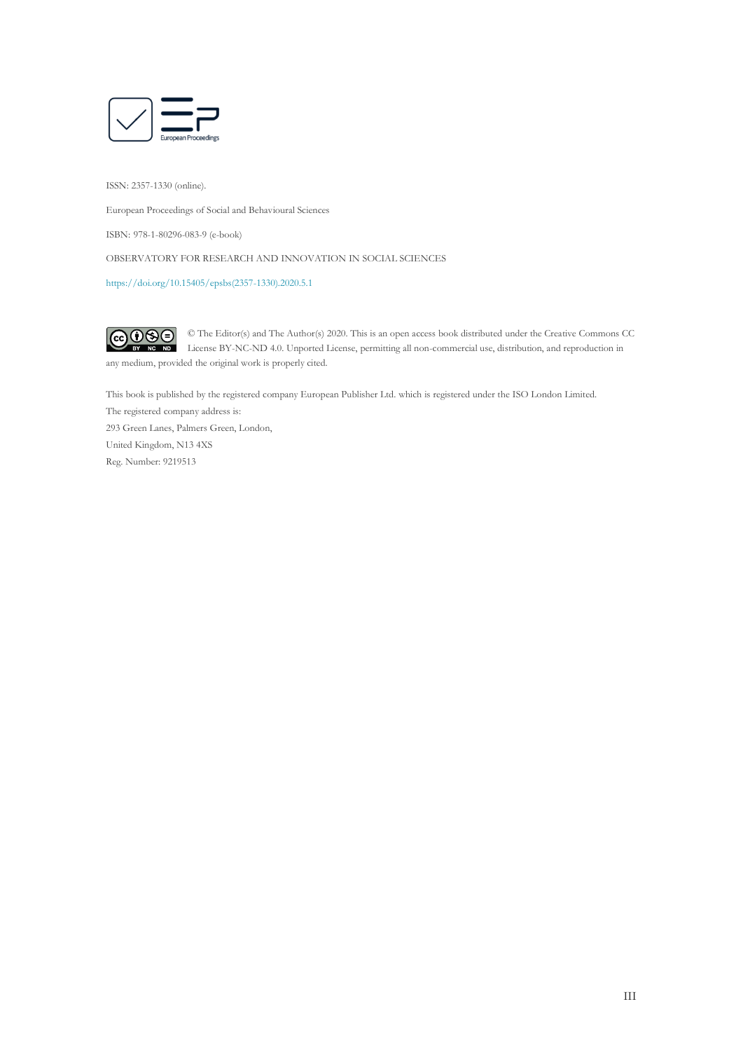ISSN: 2357-1330 (online).

European Proceedings of Social and Behavioural Sciences

ISBN: 978-1-80296-083-9 (e-book)

OBSERVATORY FOR RESEARCH AND INNOVATION IN SOCIAL SCIENCES

https://doi.org/10.15405/epsbs(2357-1330).2020.5.1

© The Editor(s) and The Author(s) 2020. This is an open access book distributed under the Creative Commons CC License BY-NC-ND 4.0. Unported License, permitting all non-commercial use, distribution, and reproduction in any medium, provided the original work is properly cited.

This book is published by the registered company European Publisher Ltd. which is registered under the ISO London Limited.

The registered company address is:

293 Green Lanes, Palmers Green, London,

United Kingdom, N13 4XS

Reg. Number: 9219513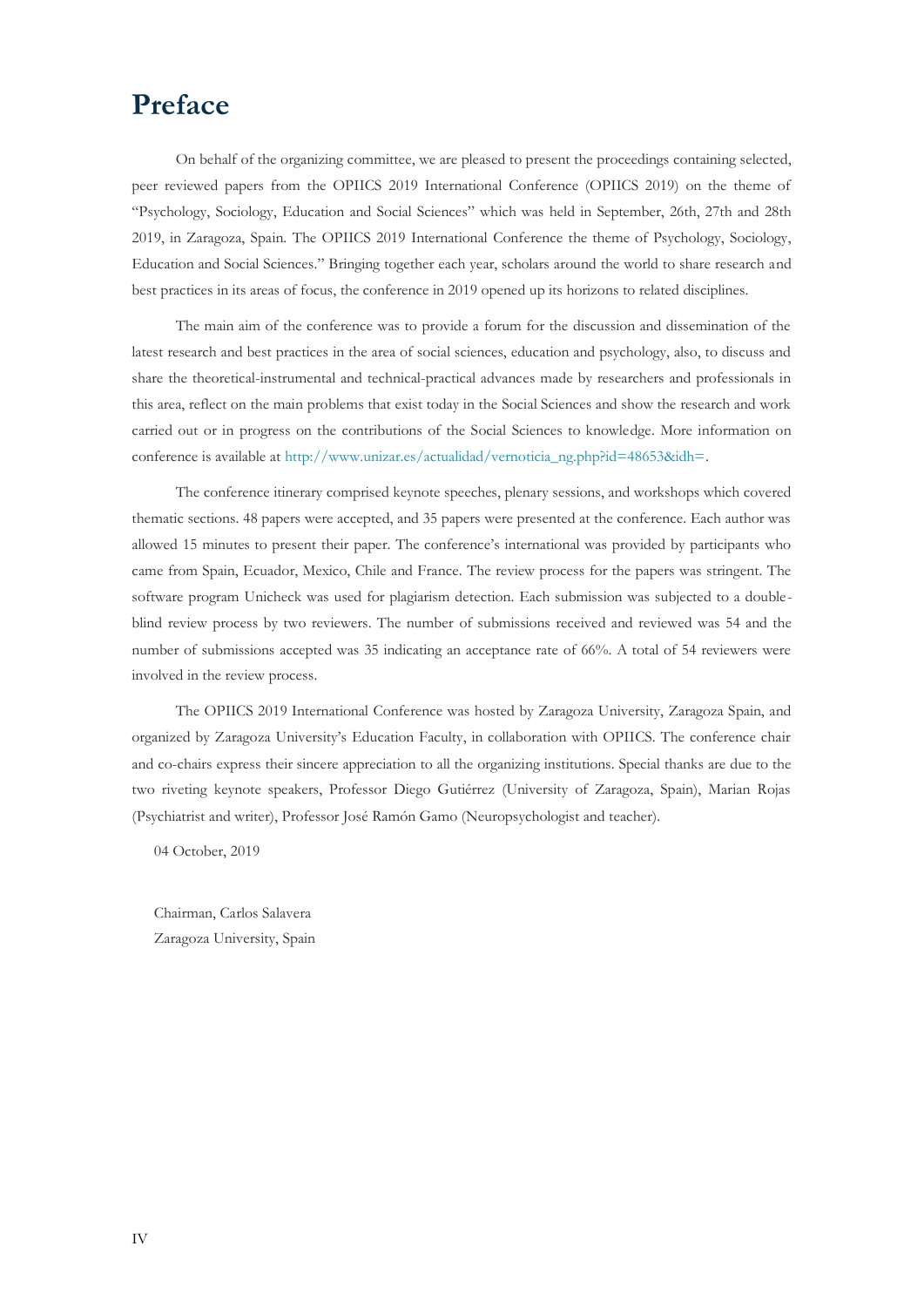# Preface

On behalf of the organizing committee, we are pleased to present the proceedings containing selected, peer reviewed papers from the OPIICS 2019 International Conference (OPIICS 2019) on the theme of "Psychology, Sociology, Education and Social Sciences" which was held in September, 26th, 27th and 28th 2019, in Zaragoza, Spain. The OPIICS 2019 International Conference the theme of Psychology, Sociology, Education and Social Sciences." Bringing together each year, scholars around the world to share research and best practices in its areas of focus, the conference in 2019 opened up its horizons to related disciplines.

The main aim of the conference was to provide a forum for the discussion and dissemination of the latest research and best practices in the area of social sciences, education and psychology, also, to discuss and share the theoretical-instrumental and technical-practical advances made by researchers and professionals in this area, reflect on the main problems that exist today in the Social Sciences and show the research and work carried out or in progress on the contributions of the Social Sciences to knowledge. More information on conference is available at http://www.unizar.es/actualidad/vernoticia_ng.php?id=48653&idh=.

The conference itinerary comprised keynote speeches, plenary sessions, and workshops which covered thematic sections. 48 papers were accepted, and 35 papers were presented at the conference. Each author was allowed 15 minutes to present their paper. The conference's international was provided by participants who came from Spain, Ecuador, Mexico, Chile and France. The review process for the papers was stringent. The software program Unicheck was used for plagiarism detection. Each submission was subjected to a double-blind review process by two reviewers. The number of submissions received and reviewed was 54 and the number of submissions accepted was 35 indicating an acceptance rate of 66%. A total of 54 reviewers were involved in the review process.

The OPIICS 2019 International Conference was hosted by Zaragoza University, Zaragoza Spain, and organized by Zaragoza University's Education Faculty, in collaboration with OPIICS. The conference chair and co-chairs express their sincere appreciation to all the organizing institutions. Special thanks are due to the two riveting keynote speakers, Professor Diego Gutiérrez (University of Zaragoza, Spain), Marian Rojas (Psychiatrist and writer), Professor José Ramón Gamo (Neuropsychologist and teacher).

04 October, 2019

Chairman, Carlos Salavera
Zaragoza University, Spain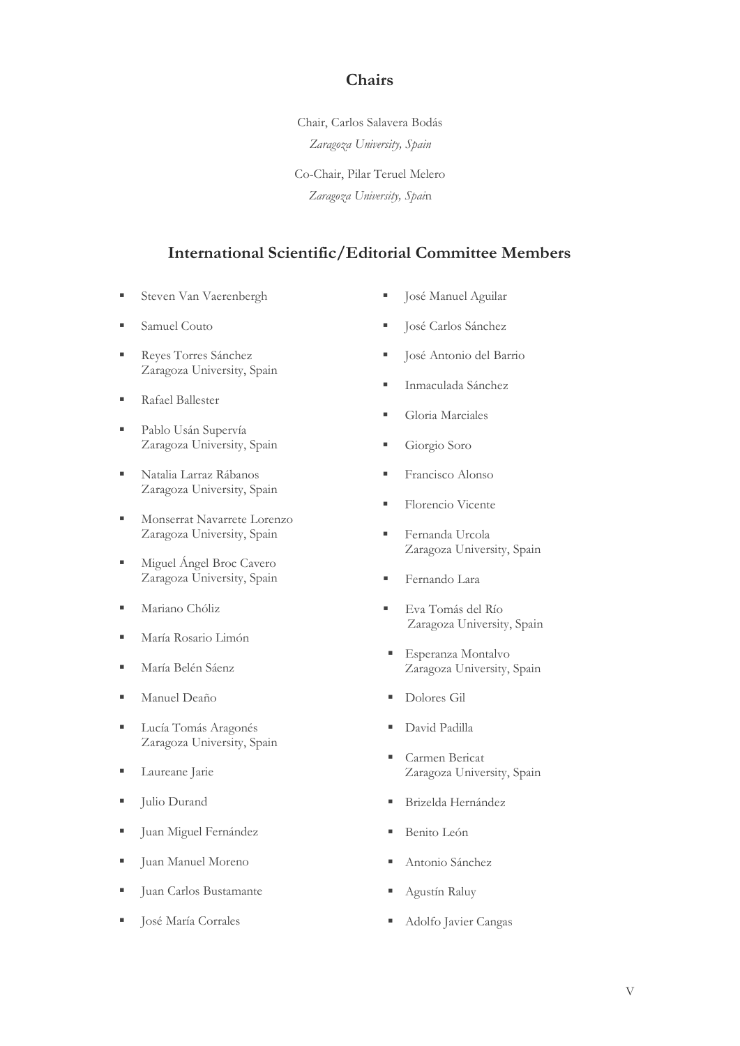## Chairs

Chair, Carlos Salavera Bodás
*Zaragoza University, Spain*

Co-Chair, Pilar Teruel Melero
*Zaragoza University, Spain*

## International Scientific/Editorial Committee Members

- Steven Van Vaerenbergh
- Samuel Couto
- Reyes Torres Sánchez
  Zaragoza University, Spain
- Rafael Ballester
- Pablo Usán Supervía
  Zaragoza University, Spain
- Natalia Larraz Rábanos
  Zaragoza University, Spain
- Monserrat Navarrete Lorenzo
  Zaragoza University, Spain
- Miguel Ángel Broc Cavero
  Zaragoza University, Spain
- Mariano Chóliz
- María Rosario Limón
- María Belén Sáenz
- Manuel Deaño
- Lucía Tomás Aragonés
  Zaragoza University, Spain
- Laureane Jarie
- Julio Durand
- Juan Miguel Fernández
- Juan Manuel Moreno
- Juan Carlos Bustamante
- José María Corrales
- José Manuel Aguilar
- José Carlos Sánchez
- José Antonio del Barrio
- Inmaculada Sánchez
- Gloria Marciales
- Giorgio Soro
- Francisco Alonso
- Florencio Vicente
- Fernanda Urcola
  Zaragoza University, Spain
- Fernando Lara
- Eva Tomás del Río
  Zaragoza University, Spain
- Esperanza Montalvo
  Zaragoza University, Spain
- Dolores Gil
- David Padilla
- Carmen Bericat
  Zaragoza University, Spain
- Brizelda Hernández
- Benito León
- Antonio Sánchez
- Agustín Raluy
- Adolfo Javier Cangas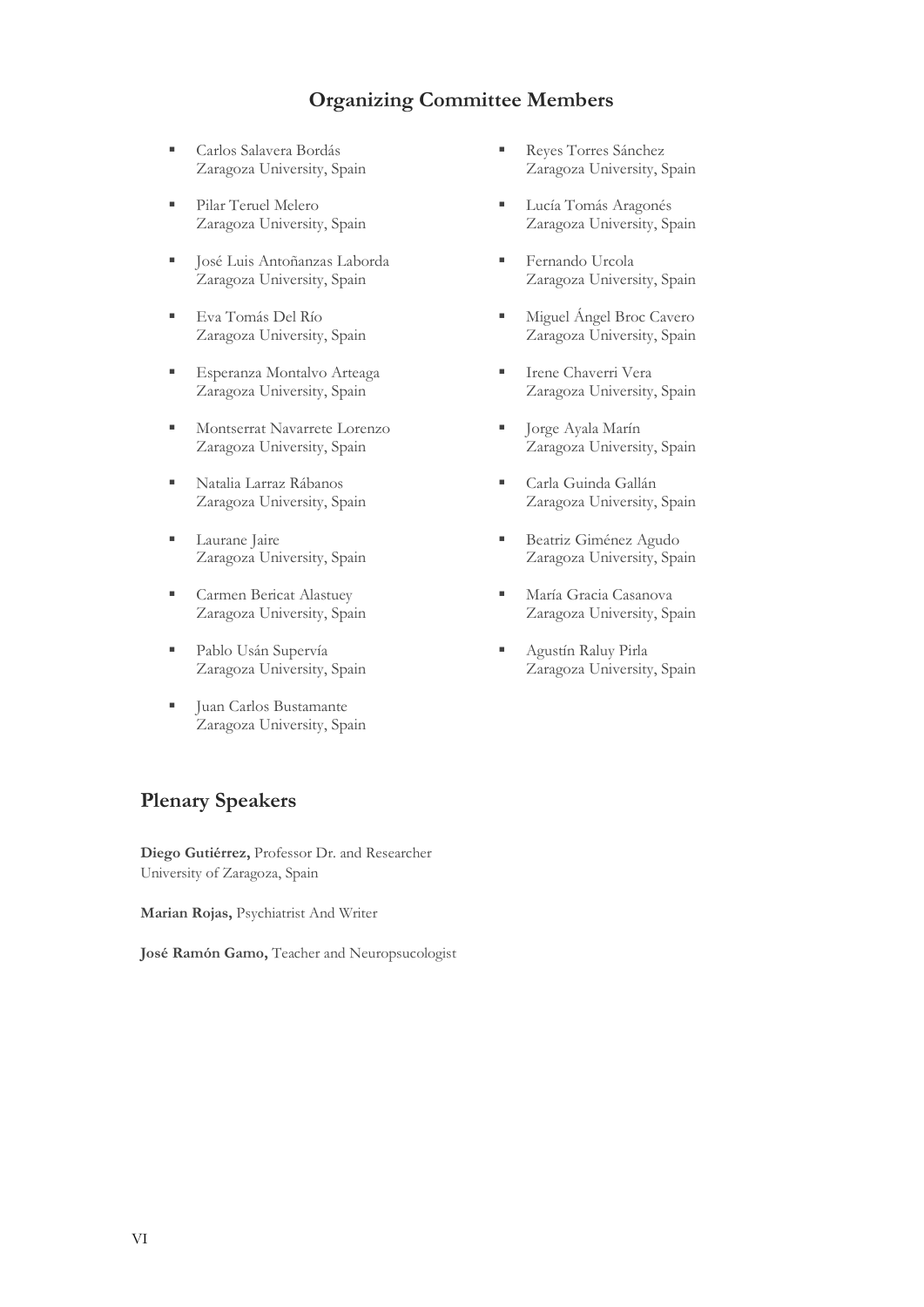## Organizing Committee Members

- Carlos Salavera Bordás
  Zaragoza University, Spain
- Pilar Teruel Melero
  Zaragoza University, Spain
- José Luis Antoñanzas Laborda
  Zaragoza University, Spain
- Eva Tomás Del Río
  Zaragoza University, Spain
- Esperanza Montalvo Arteaga
  Zaragoza University, Spain
- Montserrat Navarrete Lorenzo
  Zaragoza University, Spain
- Natalia Larraz Rábanos
  Zaragoza University, Spain
- Laurane Jaire
  Zaragoza University, Spain
- Carmen Bericat Alastuey
  Zaragoza University, Spain
- Pablo Usán Supervía
  Zaragoza University, Spain
- Juan Carlos Bustamante
  Zaragoza University, Spain
- Reyes Torres Sánchez
  Zaragoza University, Spain
- Lucía Tomás Aragonés
  Zaragoza University, Spain
- Fernando Urcola
  Zaragoza University, Spain
- Miguel Ángel Broc Cavero
  Zaragoza University, Spain
- Irene Chaverri Vera
  Zaragoza University, Spain
- Jorge Ayala Marín
  Zaragoza University, Spain
- Carla Guinda Gallán
  Zaragoza University, Spain
- Beatriz Giménez Agudo
  Zaragoza University, Spain
- María Gracia Casanova
  Zaragoza University, Spain
- Agustín Raluy Pirla
  Zaragoza University, Spain

## Plenary Speakers

**Diego Gutiérrez,** Professor Dr. and Researcher
University of Zaragoza, Spain

**Marian Rojas,** Psychiatrist And Writer

**José Ramón Gamo,** Teacher and Neuropsucologist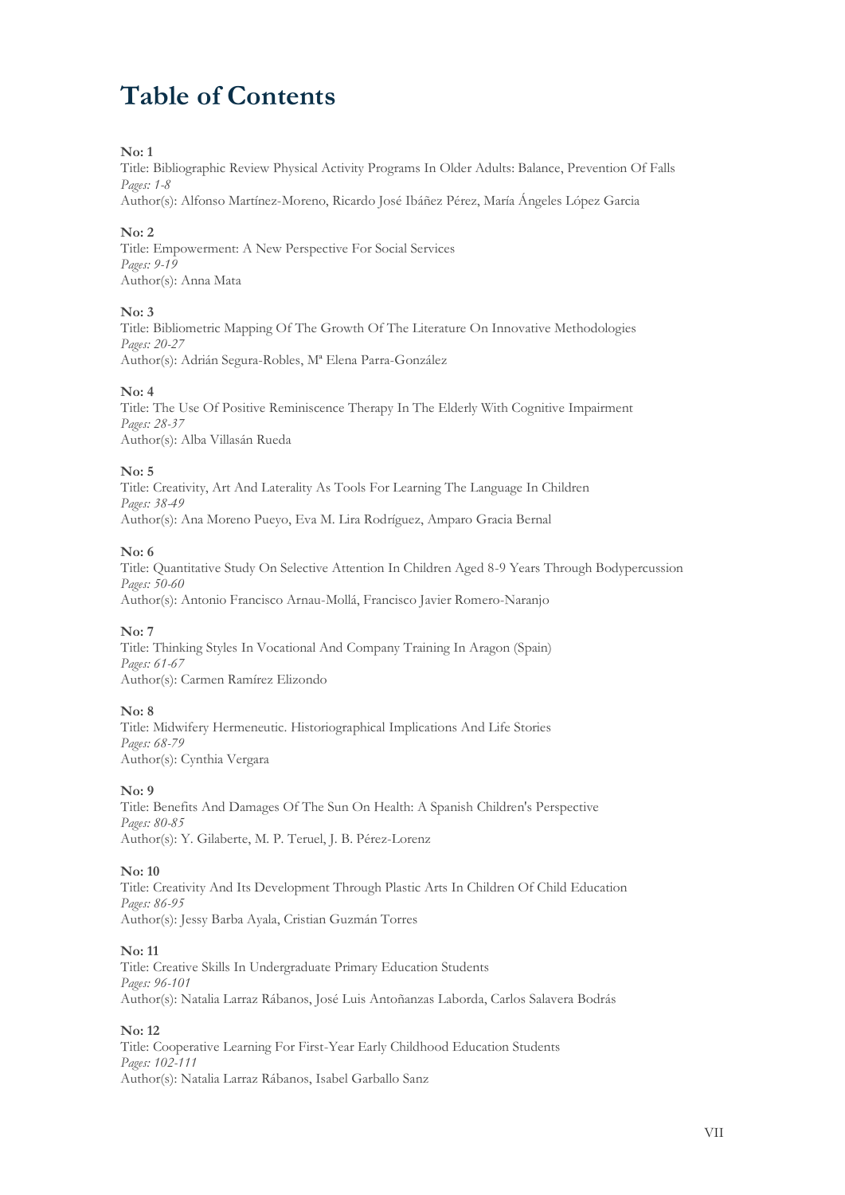# Table of Contents

**No: 1**
Title: Bibliographic Review Physical Activity Programs In Older Adults: Balance, Prevention Of Falls
*Pages: 1-8*
Author(s): Alfonso Martínez-Moreno, Ricardo José Ibáñez Pérez, María Ángeles López Garcia

**No: 2**
Title: Empowerment: A New Perspective For Social Services
*Pages: 9-19*
Author(s): Anna Mata

**No: 3**
Title: Bibliometric Mapping Of The Growth Of The Literature On Innovative Methodologies
*Pages: 20-27*
Author(s): Adrián Segura-Robles, Mª Elena Parra-González

**No: 4**
Title: The Use Of Positive Reminiscence Therapy In The Elderly With Cognitive Impairment
*Pages: 28-37*
Author(s): Alba Villasán Rueda

**No: 5**
Title: Creativity, Art And Laterality As Tools For Learning The Language In Children
*Pages: 38-49*
Author(s): Ana Moreno Pueyo, Eva M. Lira Rodríguez, Amparo Gracia Bernal

**No: 6**
Title: Quantitative Study On Selective Attention In Children Aged 8-9 Years Through Bodypercussion
*Pages: 50-60*
Author(s): Antonio Francisco Arnau-Mollá, Francisco Javier Romero-Naranjo

**No: 7**
Title: Thinking Styles In Vocational And Company Training In Aragon (Spain)
*Pages: 61-67*
Author(s): Carmen Ramírez Elizondo

**No: 8**
Title: Midwifery Hermeneutic. Historiographical Implications And Life Stories
*Pages: 68-79*
Author(s): Cynthia Vergara

**No: 9**
Title: Benefits And Damages Of The Sun On Health: A Spanish Children's Perspective
*Pages: 80-85*
Author(s): Y. Gilaberte, M. P. Teruel, J. B. Pérez-Lorenz

**No: 10**
Title: Creativity And Its Development Through Plastic Arts In Children Of Child Education
*Pages: 86-95*
Author(s): Jessy Barba Ayala, Cristian Guzmán Torres

**No: 11**
Title: Creative Skills In Undergraduate Primary Education Students
*Pages: 96-101*
Author(s): Natalia Larraz Rábanos, José Luis Antoñanzas Laborda, Carlos Salavera Bodrás

**No: 12**
Title: Cooperative Learning For First-Year Early Childhood Education Students
*Pages: 102-111*
Author(s): Natalia Larraz Rábanos, Isabel Garballo Sanz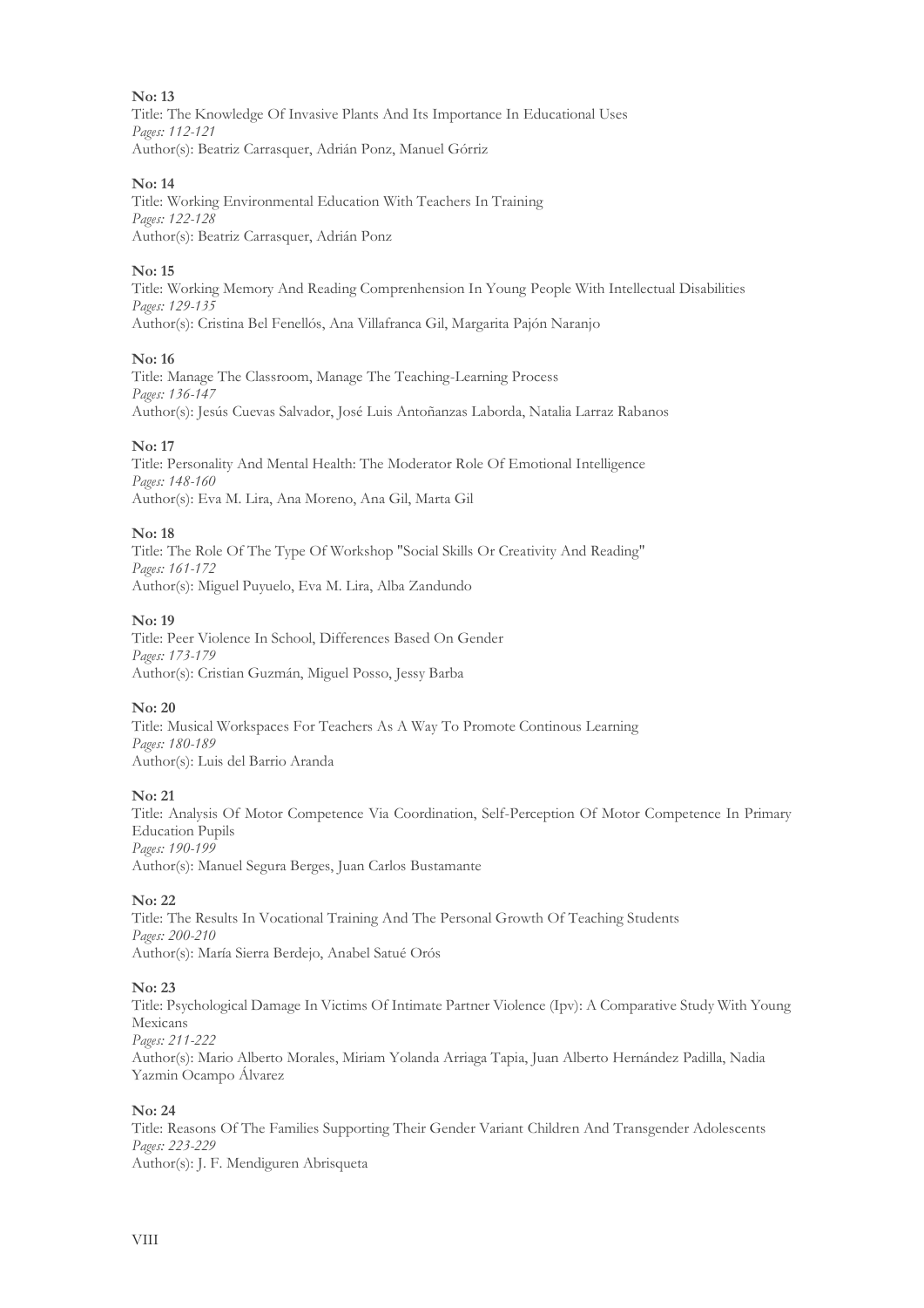**No: 13**
Title: The Knowledge Of Invasive Plants And Its Importance In Educational Uses
*Pages: 112-121*
Author(s): Beatriz Carrasquer, Adrián Ponz, Manuel Górriz

**No: 14**
Title: Working Environmental Education With Teachers In Training
*Pages: 122-128*
Author(s): Beatriz Carrasquer, Adrián Ponz

**No: 15**
Title: Working Memory And Reading Comprenhension In Young People With Intellectual Disabilities
*Pages: 129-135*
Author(s): Cristina Bel Fenellós, Ana Villafranca Gil, Margarita Pajón Naranjo

**No: 16**
Title: Manage The Classroom, Manage The Teaching-Learning Process
*Pages: 136-147*
Author(s): Jesús Cuevas Salvador, José Luis Antoñanzas Laborda, Natalia Larraz Rabanos

**No: 17**
Title: Personality And Mental Health: The Moderator Role Of Emotional Intelligence
*Pages: 148-160*
Author(s): Eva M. Lira, Ana Moreno, Ana Gil, Marta Gil

**No: 18**
Title: The Role Of The Type Of Workshop "Social Skills Or Creativity And Reading"
*Pages: 161-172*
Author(s): Miguel Puyuelo, Eva M. Lira, Alba Zandundo

**No: 19**
Title: Peer Violence In School, Differences Based On Gender
*Pages: 173-179*
Author(s): Cristian Guzmán, Miguel Posso, Jessy Barba

**No: 20**
Title: Musical Workspaces For Teachers As A Way To Promote Continous Learning
*Pages: 180-189*
Author(s): Luis del Barrio Aranda

**No: 21**
Title: Analysis Of Motor Competence Via Coordination, Self-Perception Of Motor Competence In Primary Education Pupils
*Pages: 190-199*
Author(s): Manuel Segura Berges, Juan Carlos Bustamante

**No: 22**
Title: The Results In Vocational Training And The Personal Growth Of Teaching Students
*Pages: 200-210*
Author(s): María Sierra Berdejo, Anabel Satué Orós

**No: 23**
Title: Psychological Damage In Victims Of Intimate Partner Violence (Ipv): A Comparative Study With Young Mexicans
*Pages: 211-222*
Author(s): Mario Alberto Morales, Miriam Yolanda Arriaga Tapia, Juan Alberto Hernández Padilla, Nadia Yazmin Ocampo Álvarez

**No: 24**
Title: Reasons Of The Families Supporting Their Gender Variant Children And Transgender Adolescents
*Pages: 223-229*
Author(s): J. F. Mendiguren Abrisqueta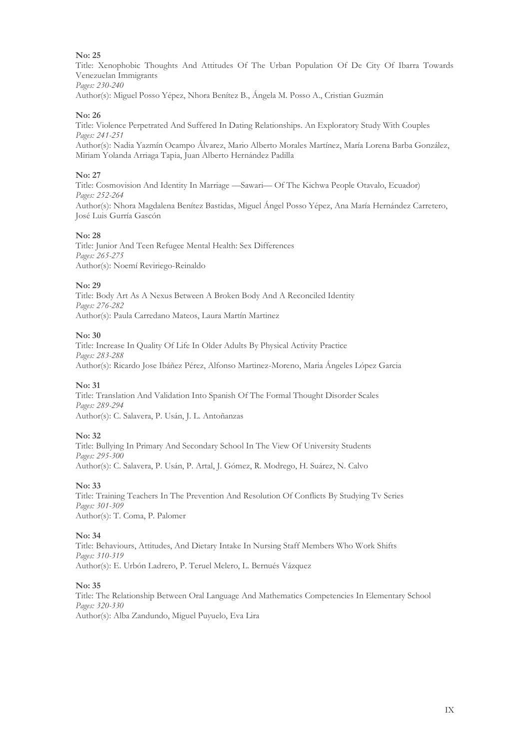**No: 25**

Title: Xenophobic Thoughts And Attitudes Of The Urban Population Of De City Of Ibarra Towards Venezuelan Immigrants

*Pages: 230-240*

Author(s): Miguel Posso Yépez, Nhora Benítez B., Ángela M. Posso A., Cristian Guzmán

**No: 26**

Title: Violence Perpetrated And Suffered In Dating Relationships. An Exploratory Study With Couples

*Pages: 241-251*

Author(s): Nadia Yazmín Ocampo Álvarez, Mario Alberto Morales Martínez, María Lorena Barba González, Miriam Yolanda Arriaga Tapia, Juan Alberto Hernández Padilla

**No: 27**

Title: Cosmovision And Identity In Marriage —Sawari— Of The Kichwa People Otavalo, Ecuador)

*Pages: 252-264*

Author(s): Nhora Magdalena Benítez Bastidas, Miguel Ángel Posso Yépez, Ana María Hernández Carretero, José Luis Gurría Gascón

**No: 28**

Title: Junior And Teen Refugee Mental Health: Sex Differences

*Pages: 265-275*

Author(s): Noemí Reviriego-Reinaldo

**No: 29**

Title: Body Art As A Nexus Between A Broken Body And A Reconciled Identity

*Pages: 276-282*

Author(s): Paula Carredano Mateos, Laura Martín Martinez

**No: 30**

Title: Increase In Quality Of Life In Older Adults By Physical Activity Practice

*Pages: 283-288*

Author(s): Ricardo Jose Ibáñez Pérez, Alfonso Martinez-Moreno, Maria Ángeles López Garcia

**No: 31**

Title: Translation And Validation Into Spanish Of The Formal Thought Disorder Scales

*Pages: 289-294*

Author(s): C. Salavera, P. Usán, J. L. Antoñanzas

**No: 32**

Title: Bullying In Primary And Secondary School In The View Of University Students

*Pages: 295-300*

Author(s): C. Salavera, P. Usán, P. Artal, J. Gómez, R. Modrego, H. Suárez, N. Calvo

**No: 33**

Title: Training Teachers In The Prevention And Resolution Of Conflicts By Studying Tv Series

*Pages: 301-309*

Author(s): T. Coma, P. Palomer

**No: 34**

Title: Behaviours, Attitudes, And Dietary Intake In Nursing Staff Members Who Work Shifts

*Pages: 310-319*

Author(s): E. Urbón Ladrero, P. Teruel Melero, L. Bernués Vázquez

**No: 35**

Title: The Relationship Between Oral Language And Mathematics Competencies In Elementary School

*Pages: 320-330*

Author(s): Alba Zandundo, Miguel Puyuelo, Eva Lira